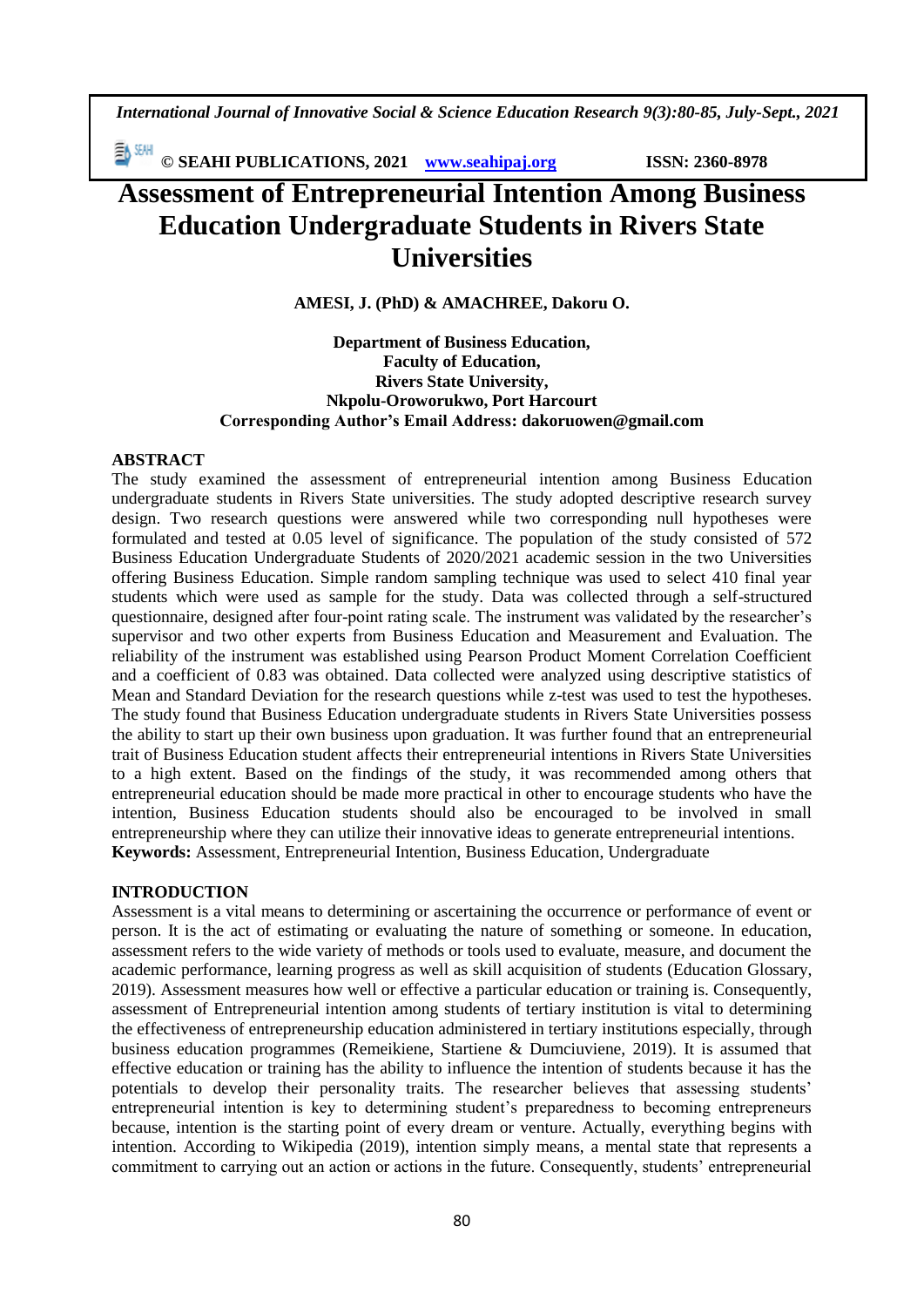# Assessment of Entrepreneurial Intention Among Business Education Undergraduate Students in Rivers State Universities

**AMESI, J. (PhD) & AMACHREE, Dakoru O.**

**Department of Business Education,**
**Faculty of Education,**
**Rivers State University,**
**Nkpolu-Oroworukwo, Port Harcourt**
**Corresponding Author's Email Address: dakoruowen@gmail.com**

## ABSTRACT

The study examined the assessment of entrepreneurial intention among Business Education undergraduate students in Rivers State universities. The study adopted descriptive research survey design. Two research questions were answered while two corresponding null hypotheses were formulated and tested at 0.05 level of significance. The population of the study consisted of 572 Business Education Undergraduate Students of 2020/2021 academic session in the two Universities offering Business Education. Simple random sampling technique was used to select 410 final year students which were used as sample for the study. Data was collected through a self-structured questionnaire, designed after four-point rating scale. The instrument was validated by the researcher's supervisor and two other experts from Business Education and Measurement and Evaluation. The reliability of the instrument was established using Pearson Product Moment Correlation Coefficient and a coefficient of 0.83 was obtained. Data collected were analyzed using descriptive statistics of Mean and Standard Deviation for the research questions while z-test was used to test the hypotheses. The study found that Business Education undergraduate students in Rivers State Universities possess the ability to start up their own business upon graduation. It was further found that an entrepreneurial trait of Business Education student affects their entrepreneurial intentions in Rivers State Universities to a high extent. Based on the findings of the study, it was recommended among others that entrepreneurial education should be made more practical in other to encourage students who have the intention, Business Education students should also be encouraged to be involved in small entrepreneurship where they can utilize their innovative ideas to generate entrepreneurial intentions.

**Keywords:** Assessment, Entrepreneurial Intention, Business Education, Undergraduate

## INTRODUCTION

Assessment is a vital means to determining or ascertaining the occurrence or performance of event or person. It is the act of estimating or evaluating the nature of something or someone. In education, assessment refers to the wide variety of methods or tools used to evaluate, measure, and document the academic performance, learning progress as well as skill acquisition of students (Education Glossary, 2019). Assessment measures how well or effective a particular education or training is. Consequently, assessment of Entrepreneurial intention among students of tertiary institution is vital to determining the effectiveness of entrepreneurship education administered in tertiary institutions especially, through business education programmes (Remeikiene, Startiene & Dumciuviene, 2019). It is assumed that effective education or training has the ability to influence the intention of students because it has the potentials to develop their personality traits. The researcher believes that assessing students' entrepreneurial intention is key to determining student's preparedness to becoming entrepreneurs because, intention is the starting point of every dream or venture. Actually, everything begins with intention. According to Wikipedia (2019), intention simply means, a mental state that represents a commitment to carrying out an action or actions in the future. Consequently, students' entrepreneurial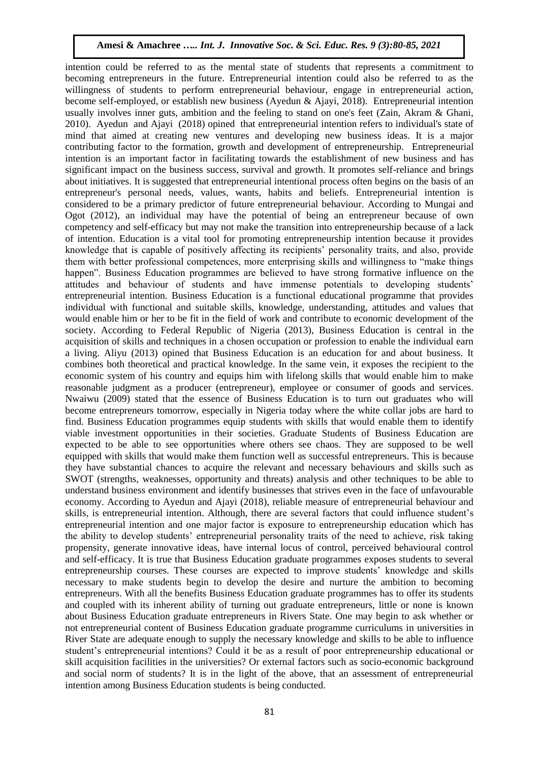intention could be referred to as the mental state of students that represents a commitment to becoming entrepreneurs in the future. Entrepreneurial intention could also be referred to as the willingness of students to perform entrepreneurial behaviour, engage in entrepreneurial action, become self-employed, or establish new business (Ayedun & Ajayi, 2018). Entrepreneurial intention usually involves inner guts, ambition and the feeling to stand on one's feet (Zain, Akram & Ghani, 2010). Ayedun and Ajayi (2018) opined that entrepreneurial intention refers to individual's state of mind that aimed at creating new ventures and developing new business ideas. It is a major contributing factor to the formation, growth and development of entrepreneurship. Entrepreneurial intention is an important factor in facilitating towards the establishment of new business and has significant impact on the business success, survival and growth. It promotes self-reliance and brings about initiatives. It is suggested that entrepreneurial intentional process often begins on the basis of an entrepreneur's personal needs, values, wants, habits and beliefs. Entrepreneurial intention is considered to be a primary predictor of future entrepreneurial behaviour. According to Mungai and Ogot (2012), an individual may have the potential of being an entrepreneur because of own competency and self-efficacy but may not make the transition into entrepreneurship because of a lack of intention. Education is a vital tool for promoting entrepreneurship intention because it provides knowledge that is capable of positively affecting its recipients' personality traits, and also, provide them with better professional competences, more enterprising skills and willingness to "make things happen". Business Education programmes are believed to have strong formative influence on the attitudes and behaviour of students and have immense potentials to developing students' entrepreneurial intention. Business Education is a functional educational programme that provides individual with functional and suitable skills, knowledge, understanding, attitudes and values that would enable him or her to be fit in the field of work and contribute to economic development of the society. According to Federal Republic of Nigeria (2013), Business Education is central in the acquisition of skills and techniques in a chosen occupation or profession to enable the individual earn a living. Aliyu (2013) opined that Business Education is an education for and about business. It combines both theoretical and practical knowledge. In the same vein, it exposes the recipient to the economic system of his country and equips him with lifelong skills that would enable him to make reasonable judgment as a producer (entrepreneur), employee or consumer of goods and services. Nwaiwu (2009) stated that the essence of Business Education is to turn out graduates who will become entrepreneurs tomorrow, especially in Nigeria today where the white collar jobs are hard to find. Business Education programmes equip students with skills that would enable them to identify viable investment opportunities in their societies. Graduate Students of Business Education are expected to be able to see opportunities where others see chaos. They are supposed to be well equipped with skills that would make them function well as successful entrepreneurs. This is because they have substantial chances to acquire the relevant and necessary behaviours and skills such as SWOT (strengths, weaknesses, opportunity and threats) analysis and other techniques to be able to understand business environment and identify businesses that strives even in the face of unfavourable economy. According to Ayedun and Ajayi (2018), reliable measure of entrepreneurial behaviour and skills, is entrepreneurial intention. Although, there are several factors that could influence student's entrepreneurial intention and one major factor is exposure to entrepreneurship education which has the ability to develop students' entrepreneurial personality traits of the need to achieve, risk taking propensity, generate innovative ideas, have internal locus of control, perceived behavioural control and self-efficacy. It is true that Business Education graduate programmes exposes students to several entrepreneurship courses. These courses are expected to improve students' knowledge and skills necessary to make students begin to develop the desire and nurture the ambition to becoming entrepreneurs. With all the benefits Business Education graduate programmes has to offer its students and coupled with its inherent ability of turning out graduate entrepreneurs, little or none is known about Business Education graduate entrepreneurs in Rivers State. One may begin to ask whether or not entrepreneurial content of Business Education graduate programme curriculums in universities in River State are adequate enough to supply the necessary knowledge and skills to be able to influence student's entrepreneurial intentions? Could it be as a result of poor entrepreneurship educational or skill acquisition facilities in the universities? Or external factors such as socio-economic background and social norm of students? It is in the light of the above, that an assessment of entrepreneurial intention among Business Education students is being conducted.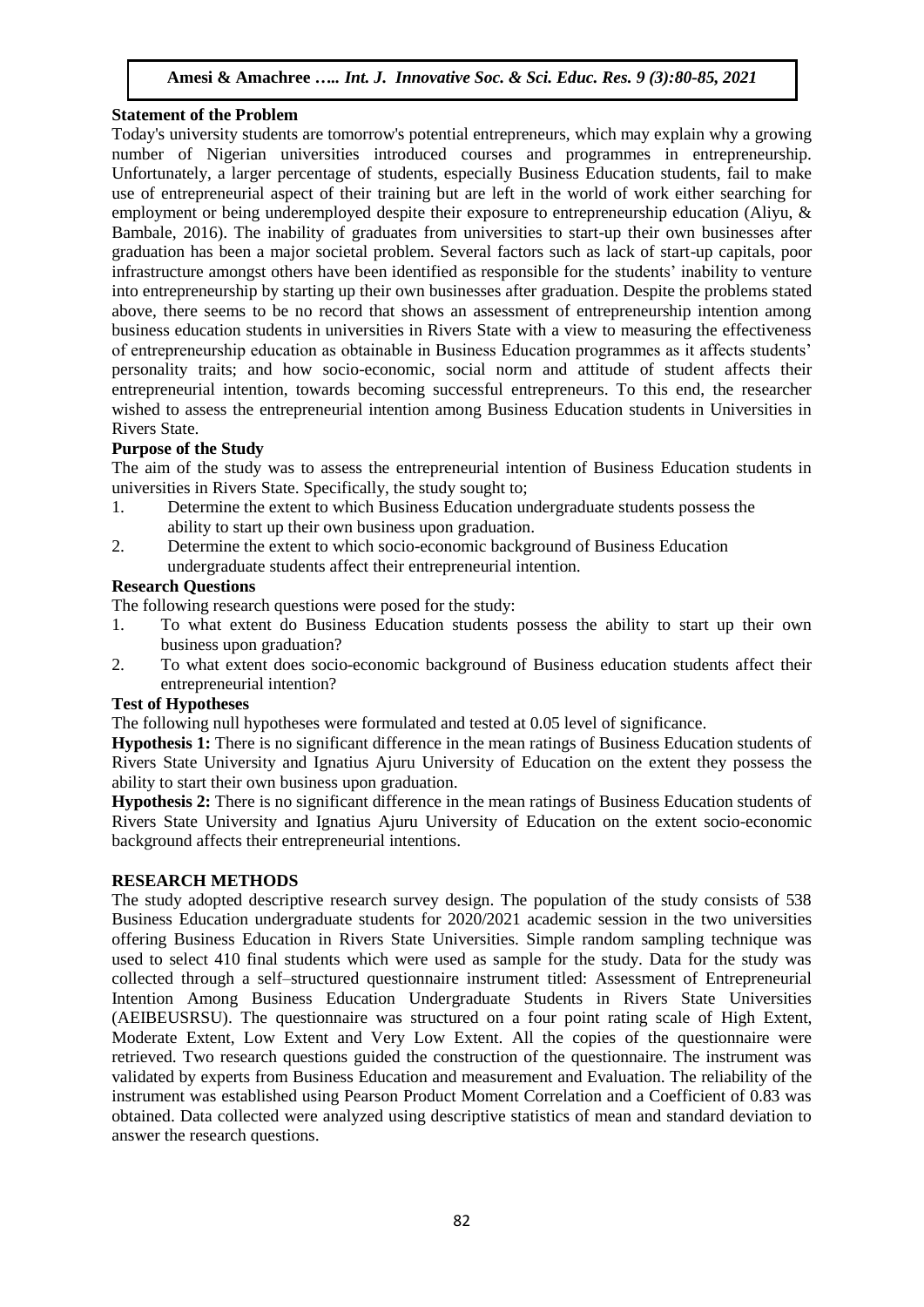**Statement of the Problem**

Today's university students are tomorrow's potential entrepreneurs, which may explain why a growing number of Nigerian universities introduced courses and programmes in entrepreneurship. Unfortunately, a larger percentage of students, especially Business Education students, fail to make use of entrepreneurial aspect of their training but are left in the world of work either searching for employment or being underemployed despite their exposure to entrepreneurship education (Aliyu, & Bambale, 2016). The inability of graduates from universities to start-up their own businesses after graduation has been a major societal problem. Several factors such as lack of start-up capitals, poor infrastructure amongst others have been identified as responsible for the students' inability to venture into entrepreneurship by starting up their own businesses after graduation. Despite the problems stated above, there seems to be no record that shows an assessment of entrepreneurship intention among business education students in universities in Rivers State with a view to measuring the effectiveness of entrepreneurship education as obtainable in Business Education programmes as it affects students' personality traits; and how socio-economic, social norm and attitude of student affects their entrepreneurial intention, towards becoming successful entrepreneurs. To this end, the researcher wished to assess the entrepreneurial intention among Business Education students in Universities in Rivers State.

**Purpose of the Study**

The aim of the study was to assess the entrepreneurial intention of Business Education students in universities in Rivers State. Specifically, the study sought to;

1. Determine the extent to which Business Education undergraduate students possess the ability to start up their own business upon graduation.
2. Determine the extent to which socio-economic background of Business Education undergraduate students affect their entrepreneurial intention.

**Research Questions**

The following research questions were posed for the study:

1. To what extent do Business Education students possess the ability to start up their own business upon graduation?
2. To what extent does socio-economic background of Business education students affect their entrepreneurial intention?

**Test of Hypotheses**

The following null hypotheses were formulated and tested at 0.05 level of significance.

**Hypothesis 1:** There is no significant difference in the mean ratings of Business Education students of Rivers State University and Ignatius Ajuru University of Education on the extent they possess the ability to start their own business upon graduation.

**Hypothesis 2:** There is no significant difference in the mean ratings of Business Education students of Rivers State University and Ignatius Ajuru University of Education on the extent socio-economic background affects their entrepreneurial intentions.

**RESEARCH METHODS**

The study adopted descriptive research survey design. The population of the study consists of 538 Business Education undergraduate students for 2020/2021 academic session in the two universities offering Business Education in Rivers State Universities. Simple random sampling technique was used to select 410 final students which were used as sample for the study. Data for the study was collected through a self–structured questionnaire instrument titled: Assessment of Entrepreneurial Intention Among Business Education Undergraduate Students in Rivers State Universities (AEIBEUSRSU). The questionnaire was structured on a four point rating scale of High Extent, Moderate Extent, Low Extent and Very Low Extent. All the copies of the questionnaire were retrieved. Two research questions guided the construction of the questionnaire. The instrument was validated by experts from Business Education and measurement and Evaluation. The reliability of the instrument was established using Pearson Product Moment Correlation and a Coefficient of 0.83 was obtained. Data collected were analyzed using descriptive statistics of mean and standard deviation to answer the research questions.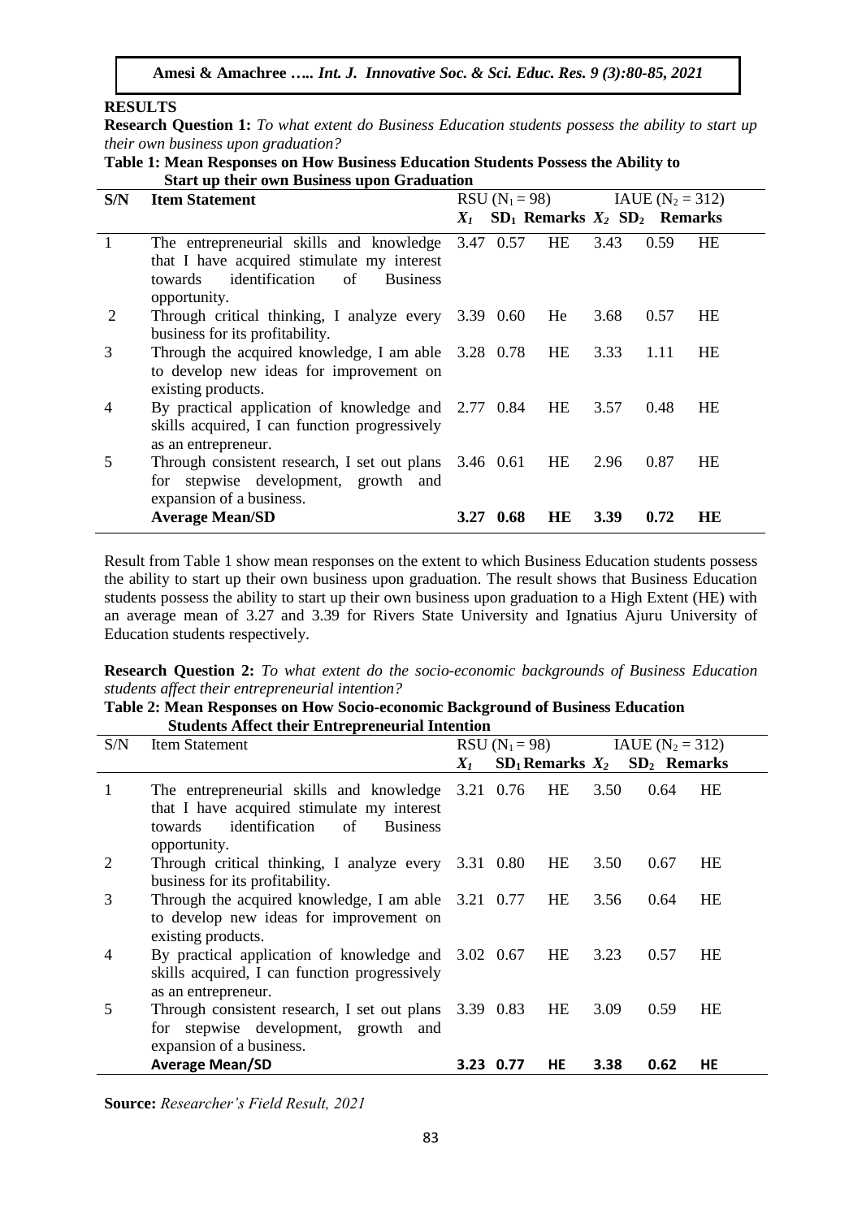## RESULTS

**Research Question 1:** *To what extent do Business Education students possess the ability to start up their own business upon graduation?*

**Table 1: Mean Responses on How Business Education Students Possess the Ability to Start up their own Business upon Graduation**

| S/N | Item Statement | RSU ($N_1 = 98$) | | | IAUE ($N_2 = 312$) | | |
|---|---|---|---|---|---|---|---|
| | | $X_1$ | $SD_1$ | Remarks | $X_2$ | $SD_2$ | Remarks |
| 1 | The entrepreneurial skills and knowledge that I have acquired stimulate my interest towards identification of Business opportunity. | 3.47 | 0.57 | HE | 3.43 | 0.59 | HE |
| 2 | Through critical thinking, I analyze every business for its profitability. | 3.39 | 0.60 | He | 3.68 | 0.57 | HE |
| 3 | Through the acquired knowledge, I am able to develop new ideas for improvement on existing products. | 3.28 | 0.78 | HE | 3.33 | 1.11 | HE |
| 4 | By practical application of knowledge and skills acquired, I can function progressively as an entrepreneur. | 2.77 | 0.84 | HE | 3.57 | 0.48 | HE |
| 5 | Through consistent research, I set out plans for stepwise development, growth and expansion of a business. | 3.46 | 0.61 | HE | 2.96 | 0.87 | HE |
| | **Average Mean/SD** | **3.27** | **0.68** | **HE** | **3.39** | **0.72** | **HE** |

Result from Table 1 show mean responses on the extent to which Business Education students possess the ability to start up their own business upon graduation. The result shows that Business Education students possess the ability to start up their own business upon graduation to a High Extent (HE) with an average mean of 3.27 and 3.39 for Rivers State University and Ignatius Ajuru University of Education students respectively.

**Research Question 2:** *To what extent do the socio-economic backgrounds of Business Education students affect their entrepreneurial intention?*

**Table 2: Mean Responses on How Socio-economic Background of Business Education Students Affect their Entrepreneurial Intention**

| S/N | Item Statement | RSU ($N_1 = 98$) | | | IAUE ($N_2 = 312$) | | |
|---|---|---|---|---|---|---|---|
| | | $X_1$ | $SD_1$ | Remarks | $X_2$ | $SD_2$ | Remarks |
| 1 | The entrepreneurial skills and knowledge that I have acquired stimulate my interest towards identification of Business opportunity. | 3.21 | 0.76 | HE | 3.50 | 0.64 | HE |
| 2 | Through critical thinking, I analyze every business for its profitability. | 3.31 | 0.80 | HE | 3.50 | 0.67 | HE |
| 3 | Through the acquired knowledge, I am able to develop new ideas for improvement on existing products. | 3.21 | 0.77 | HE | 3.56 | 0.64 | HE |
| 4 | By practical application of knowledge and skills acquired, I can function progressively as an entrepreneur. | 3.02 | 0.67 | HE | 3.23 | 0.57 | HE |
| 5 | Through consistent research, I set out plans for stepwise development, growth and expansion of a business. | 3.39 | 0.83 | HE | 3.09 | 0.59 | HE |
| | **Average Mean/SD** | **3.23** | **0.77** | **HE** | **3.38** | **0.62** | **HE** |

**Source:** *Researcher's Field Result, 2021*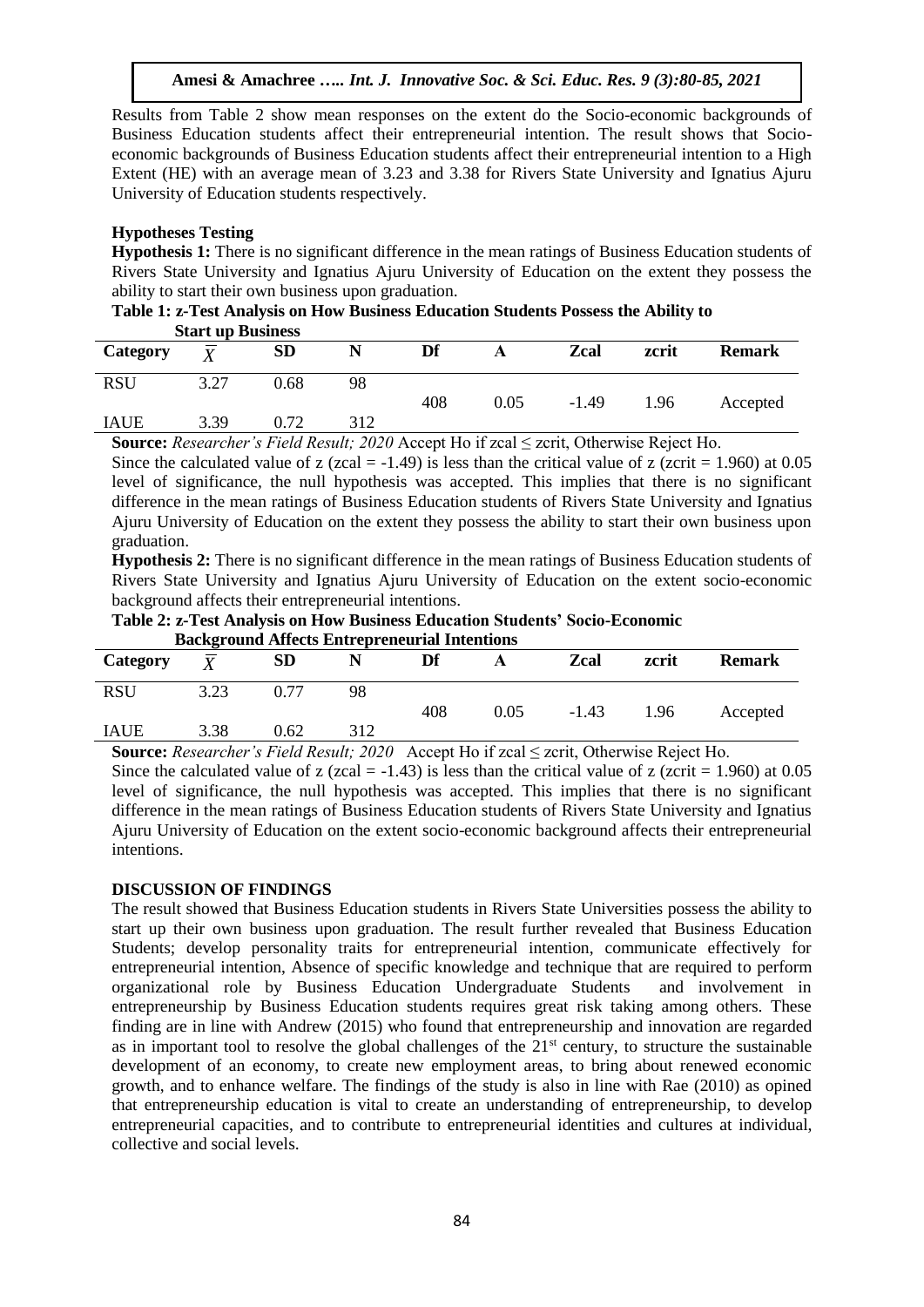Results from Table 2 show mean responses on the extent do the Socio-economic backgrounds of Business Education students affect their entrepreneurial intention. The result shows that Socio-economic backgrounds of Business Education students affect their entrepreneurial intention to a High Extent (HE) with an average mean of 3.23 and 3.38 for Rivers State University and Ignatius Ajuru University of Education students respectively.

### Hypotheses Testing

**Hypothesis 1:** There is no significant difference in the mean ratings of Business Education students of Rivers State University and Ignatius Ajuru University of Education on the extent they possess the ability to start their own business upon graduation.

**Table 1: z-Test Analysis on How Business Education Students Possess the Ability to Start up Business**

| Category | $\bar{X}$ | SD | N | Df | A | Zcal | zcrit | Remark |
|---|---|---|---|---|---|---|---|---|
| RSU | 3.27 | 0.68 | 98 | 408 | 0.05 | -1.49 | 1.96 | Accepted |
| IAUE | 3.39 | 0.72 | 312 | | | | | |

**Source:** *Researcher's Field Result; 2020* Accept Ho if zcal ≤ zcrit, Otherwise Reject Ho.

Since the calculated value of z (zcal = -1.49) is less than the critical value of z (zcrit = 1.960) at 0.05 level of significance, the null hypothesis was accepted. This implies that there is no significant difference in the mean ratings of Business Education students of Rivers State University and Ignatius Ajuru University of Education on the extent they possess the ability to start their own business upon graduation.

**Hypothesis 2:** There is no significant difference in the mean ratings of Business Education students of Rivers State University and Ignatius Ajuru University of Education on the extent socio-economic background affects their entrepreneurial intentions.

**Table 2: z-Test Analysis on How Business Education Students' Socio-Economic Background Affects Entrepreneurial Intentions**

| Category | $\bar{X}$ | SD | N | Df | A | Zcal | zcrit | Remark |
|---|---|---|---|---|---|---|---|---|
| RSU | 3.23 | 0.77 | 98 | 408 | 0.05 | -1.43 | 1.96 | Accepted |
| IAUE | 3.38 | 0.62 | 312 | | | | | |

**Source:** *Researcher's Field Result; 2020* Accept Ho if zcal ≤ zcrit, Otherwise Reject Ho.

Since the calculated value of z (zcal = -1.43) is less than the critical value of z (zcrit = 1.960) at 0.05 level of significance, the null hypothesis was accepted. This implies that there is no significant difference in the mean ratings of Business Education students of Rivers State University and Ignatius Ajuru University of Education on the extent socio-economic background affects their entrepreneurial intentions.

### DISCUSSION OF FINDINGS

The result showed that Business Education students in Rivers State Universities possess the ability to start up their own business upon graduation. The result further revealed that Business Education Students; develop personality traits for entrepreneurial intention, communicate effectively for entrepreneurial intention, Absence of specific knowledge and technique that are required to perform organizational role by Business Education Undergraduate Students and involvement in entrepreneurship by Business Education students requires great risk taking among others. These finding are in line with Andrew (2015) who found that entrepreneurship and innovation are regarded as in important tool to resolve the global challenges of the 21st century, to structure the sustainable development of an economy, to create new employment areas, to bring about renewed economic growth, and to enhance welfare. The findings of the study is also in line with Rae (2010) as opined that entrepreneurship education is vital to create an understanding of entrepreneurship, to develop entrepreneurial capacities, and to contribute to entrepreneurial identities and cultures at individual, collective and social levels.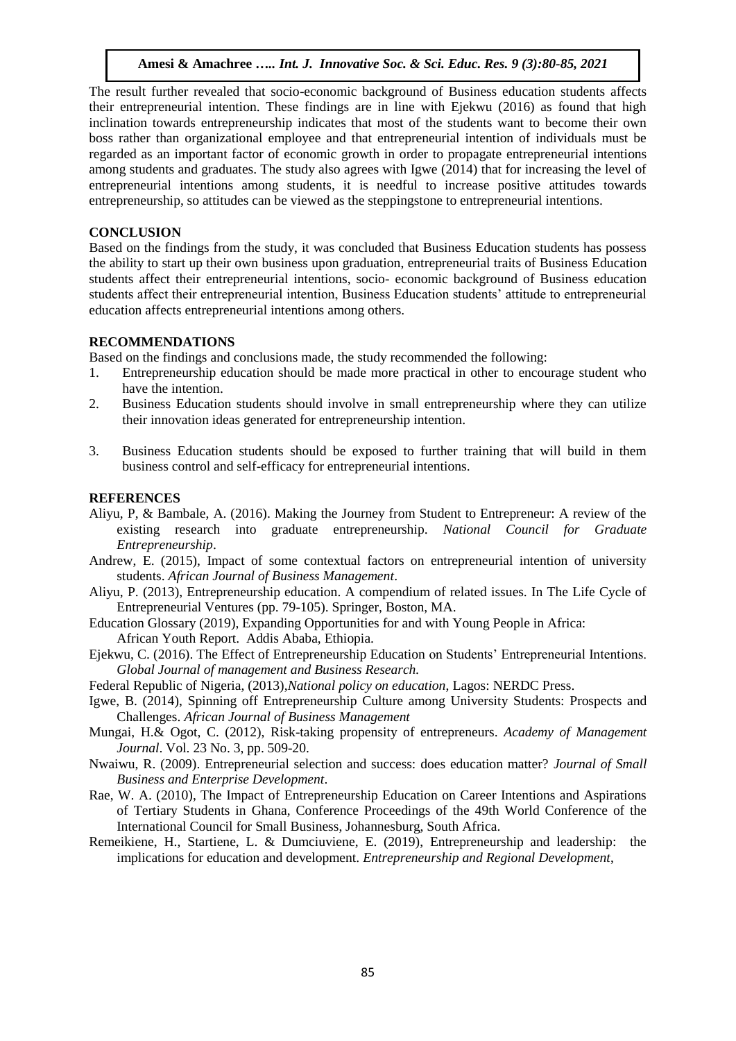The result further revealed that socio-economic background of Business education students affects their entrepreneurial intention. These findings are in line with Ejekwu (2016) as found that high inclination towards entrepreneurship indicates that most of the students want to become their own boss rather than organizational employee and that entrepreneurial intention of individuals must be regarded as an important factor of economic growth in order to propagate entrepreneurial intentions among students and graduates. The study also agrees with Igwe (2014) that for increasing the level of entrepreneurial intentions among students, it is needful to increase positive attitudes towards entrepreneurship, so attitudes can be viewed as the steppingstone to entrepreneurial intentions.

## CONCLUSION

Based on the findings from the study, it was concluded that Business Education students has possess the ability to start up their own business upon graduation, entrepreneurial traits of Business Education students affect their entrepreneurial intentions, socio- economic background of Business education students affect their entrepreneurial intention, Business Education students' attitude to entrepreneurial education affects entrepreneurial intentions among others.

## RECOMMENDATIONS

Based on the findings and conclusions made, the study recommended the following:

1. Entrepreneurship education should be made more practical in other to encourage student who have the intention.
2. Business Education students should involve in small entrepreneurship where they can utilize their innovation ideas generated for entrepreneurship intention.
3. Business Education students should be exposed to further training that will build in them business control and self-efficacy for entrepreneurial intentions.

## REFERENCES

Aliyu, P, & Bambale, A. (2016). Making the Journey from Student to Entrepreneur: A review of the existing research into graduate entrepreneurship. *National Council for Graduate Entrepreneurship*.

Andrew, E. (2015), Impact of some contextual factors on entrepreneurial intention of university students. *African Journal of Business Management*.

Aliyu, P. (2013), Entrepreneurship education. A compendium of related issues. In The Life Cycle of Entrepreneurial Ventures (pp. 79-105). Springer, Boston, MA.

Education Glossary (2019), Expanding Opportunities for and with Young People in Africa: African Youth Report. Addis Ababa, Ethiopia.

Ejekwu, C. (2016). The Effect of Entrepreneurship Education on Students' Entrepreneurial Intentions. *Global Journal of management and Business Research.*

Federal Republic of Nigeria, (2013),*National policy on education*, Lagos: NERDC Press.

Igwe, B. (2014), Spinning off Entrepreneurship Culture among University Students: Prospects and Challenges. *African Journal of Business Management*

Mungai, H.& Ogot, C. (2012), Risk-taking propensity of entrepreneurs. *Academy of Management Journal*. Vol. 23 No. 3, pp. 509-20.

Nwaiwu, R. (2009). Entrepreneurial selection and success: does education matter? *Journal of Small Business and Enterprise Development*.

Rae, W. A. (2010), The Impact of Entrepreneurship Education on Career Intentions and Aspirations of Tertiary Students in Ghana, Conference Proceedings of the 49th World Conference of the International Council for Small Business, Johannesburg, South Africa.

Remeikiene, H., Startiene, L. & Dumciuviene, E. (2019), Entrepreneurship and leadership: the implications for education and development. *Entrepreneurship and Regional Development*,